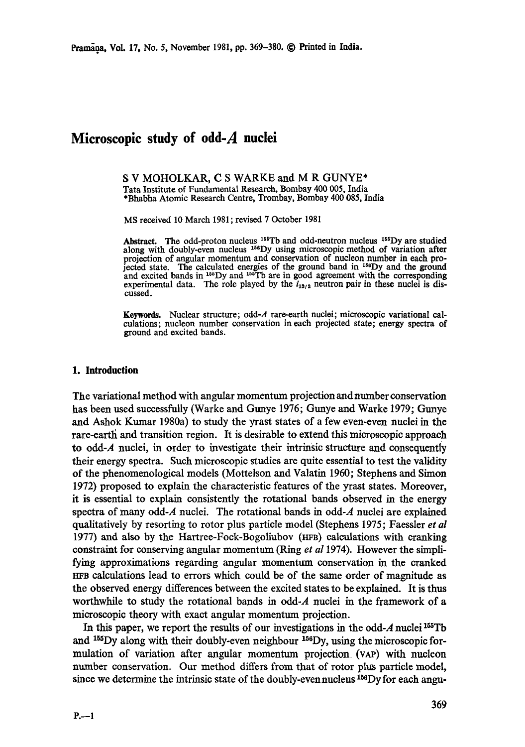# Microscopic study of odd-$A$ nuclei

S V MOHOLKAR, C S WARKE and M R GUNYE*

Tata Institute of Fundamental Research, Bombay 400 005, India

*Bhabha Atomic Research Centre, Trombay, Bombay 400 085, India

MS received 10 March 1981; revised 7 October 1981

**Abstract.** The odd-proton nucleus $^{155}$Tb and odd-neutron nucleus $^{155}$Dy are studied along with doubly-even nucleus $^{156}$Dy using microscopic method of variation after projection of angular momentum and conservation of nucleon number in each projected state. The calculated energies of the ground band in $^{156}$Dy and the ground and excited bands in $^{155}$Dy and $^{155}$Tb are in good agreement with the corresponding experimental data. The role played by the $i_{13/2}$ neutron pair in these nuclei is discussed.

**Keywords.** Nuclear structure; odd-$A$ rare-earth nuclei; microscopic variational calculations; nucleon number conservation in each projected state; energy spectra of ground and excited bands.

## 1. Introduction

The variational method with angular momentum projection and number conservation has been used successfully (Warke and Gunye 1976; Gunye and Warke 1979; Gunye and Ashok Kumar 1980a) to study the yrast states of a few even-even nuclei in the rare-earth and transition region. It is desirable to extend this microscopic approach to odd-$A$ nuclei, in order to investigate their intrinsic structure and consequently their energy spectra. Such microscopic studies are quite essential to test the validity of the phenomenological models (Mottelson and Valatin 1960; Stephens and Simon 1972) proposed to explain the characteristic features of the yrast states. Moreover, it is essential to explain consistently the rotational bands observed in the energy spectra of many odd-$A$ nuclei. The rotational bands in odd-$A$ nuclei are explained qualitatively by resorting to rotor plus particle model (Stephens 1975; Faessler *et al* 1977) and also by the Hartree-Fock-Bogoliubov (HFB) calculations with cranking constraint for conserving angular momentum (Ring *et al* 1974). However the simplifying approximations regarding angular momentum conservation in the cranked HFB calculations lead to errors which could be of the same order of magnitude as the observed energy differences between the excited states to be explained. It is thus worthwhile to study the rotational bands in odd-$A$ nuclei in the framework of a microscopic theory with exact angular momentum projection.

In this paper, we report the results of our investigations in the odd-$A$ nuclei $^{155}$Tb and $^{155}$Dy along with their doubly-even neighbour $^{156}$Dy, using the microscopic formulation of variation after angular momentum projection (VAP) with nucleon number conservation. Our method differs from that of rotor plus particle model, since we determine the intrinsic state of the doubly-even nucleus $^{156}$Dy for each angu-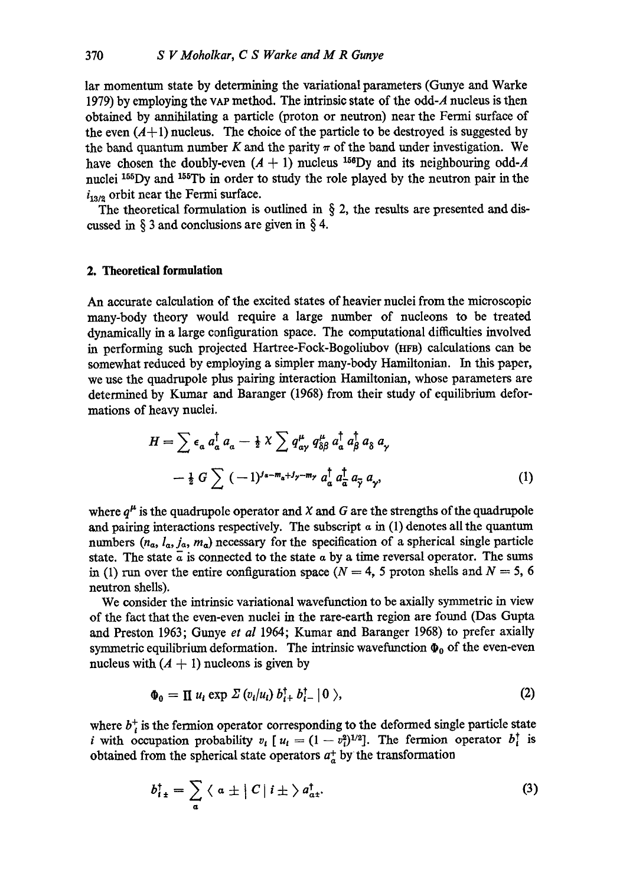lar momentum state by determining the variational parameters (Gunye and Warke 1979) by employing the VAP method. The intrinsic state of the odd-$A$ nucleus is then obtained by annihilating a particle (proton or neutron) near the Fermi surface of the even ($A+1$) nucleus. The choice of the particle to be destroyed is suggested by the band quantum number $K$ and the parity $\pi$ of the band under investigation. We have chosen the doubly-even ($A + 1$) nucleus $^{156}$Dy and its neighbouring odd-$A$ nuclei $^{155}$Dy and $^{155}$Tb in order to study the role played by the neutron pair in the $i_{13/2}$ orbit near the Fermi surface.

The theoretical formulation is outlined in § 2, the results are presented and discussed in § 3 and conclusions are given in § 4.

## 2. Theoretical formulation

An accurate calculation of the excited states of heavier nuclei from the microscopic many-body theory would require a large number of nucleons to be treated dynamically in a large configuration space. The computational difficulties involved in performing such projected Hartree-Fock-Bogoliubov (HFB) calculations can be somewhat reduced by employing a simpler many-body Hamiltonian. In this paper, we use the quadrupole plus pairing interaction Hamiltonian, whose parameters are determined by Kumar and Baranger (1968) from their study of equilibrium deformations of heavy nuclei.

$$
\begin{aligned}
H = & \sum \epsilon_a a_a^\dagger a_a - \tfrac{1}{2} \chi \sum q^{\mu}_{a\gamma} q^{\mu}_{\delta\beta} a_a^\dagger a_\beta^\dagger a_\delta a_\gamma \\
& - \tfrac{1}{4} G \sum (-1)^{j_a - m_a + j_\gamma - m_\gamma} a_a^\dagger a_{\bar{a}}^\dagger a_{\bar{\gamma}} a_\gamma,
\end{aligned}
\tag{1}
$$

where $q^\mu$ is the quadrupole operator and $X$ and $G$ are the strengths of the quadrupole and pairing interactions respectively. The subscript $a$ in (1) denotes all the quantum numbers ($n_a, l_a, j_a, m_a$) necessary for the specification of a spherical single particle state. The state $\bar{a}$ is connected to the state $a$ by a time reversal operator. The sums in (1) run over the entire configuration space ($N = 4$, 5 proton shells and $N = 5$, 6 neutron shells).

We consider the intrinsic variational wavefunction to be axially symmetric in view of the fact that the even-even nuclei in the rare-earth region are found (Das Gupta and Preston 1963; Gunye *et al* 1964; Kumar and Baranger 1968) to prefer axially symmetric equilibrium deformation. The intrinsic wavefunction $\Phi_0$ of the even-even nucleus with ($A + 1$) nucleons is given by

$$
\Phi_0 = \Pi\, u_i \exp \Sigma\, (v_i/u_i)\, b_{i+}^\dagger b_{i-}^\dagger \,|\, 0 \,\rangle,
\tag{2}
$$

where $b_i^\dagger$ is the fermion operator corresponding to the deformed single particle state $i$ with occupation probability $v_i$ [ $u_i = (1 - v_i^2)^{1/2}$]. The fermion operator $b_i^\dagger$ is obtained from the spherical state operators $a_a^\dagger$ by the transformation

$$
b_{i\pm}^\dagger = \sum_a \langle\, a \pm \,|\, C \,|\, i \pm \,\rangle\, a_{a\pm}^\dagger.
\tag{3}
$$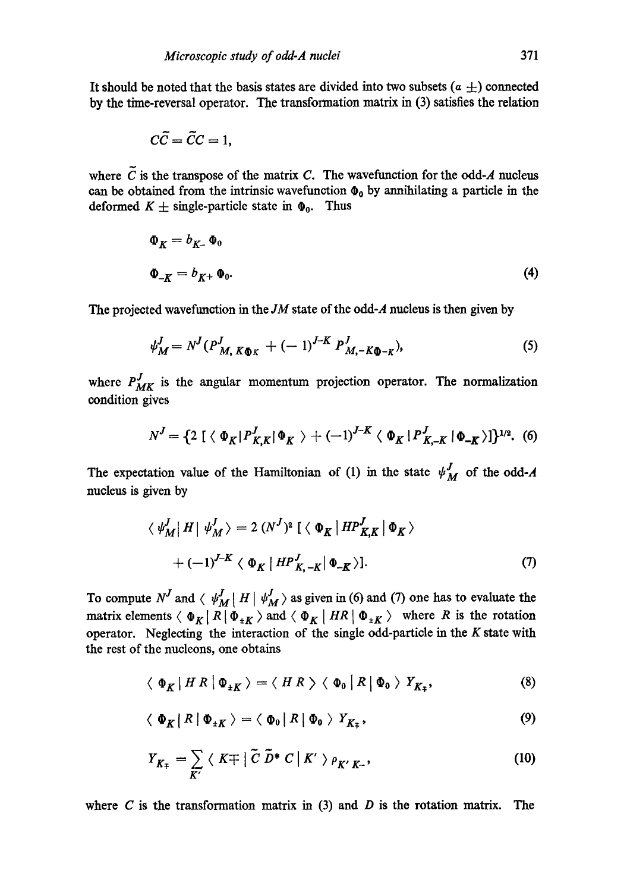It should be noted that the basis states are divided into two subsets ($\alpha$ $\pm$) connected by the time-reversal operator. The transformation matrix in (3) satisfies the relation

$$C\tilde{C} = \tilde{C}C = 1,$$

where $\tilde{C}$ is the transpose of the matrix $C$. The wavefunction for the odd-$A$ nucleus can be obtained from the intrinsic wavefunction $\Phi_0$ by annihilating a particle in the deformed $K \pm$ single-particle state in $\Phi_0$. Thus

$$\Phi_K = b_{K-}\,\Phi_0$$

$$\Phi_{-K} = b_{K+}\,\Phi_0. \tag{4}$$

The projected wavefunction in the $JM$ state of the odd-$A$ nucleus is then given by

$$\psi^J_M = N^J (P^J_{M,\,K\Phi K} + (-1)^{J-K}\, P^J_{M,-K\Phi-K}), \tag{5}$$

where $P^J_{MK}$ is the angular momentum projection operator. The normalization condition gives

$$N^J = \{2\,[\,\langle\, \Phi_K | P^J_{K,K} | \Phi_K\,\rangle + (-1)^{J-K}\,\langle\, \Phi_K\,| P^J_{K,-K}\,| \Phi_{-K}\rangle]\}^{1/2}. \tag{6}$$

The expectation value of the Hamiltonian of (1) in the state $\psi^J_M$ of the odd-$A$ nucleus is given by

$$\langle\, \psi^J_M | \,H\,|\, \psi^J_M\,\rangle = 2\,(N^J)^2\,[\,\langle\, \Phi_K\,|\, HP^J_{K,K}\,|\,\Phi_K\,\rangle$$

$$+ (-1)^{J-K}\,\langle\, \Phi_K\,|\, HP^J_{K,-K}|\,\Phi_{-K}\rangle]. \tag{7}$$

To compute $N^J$ and $\langle\, \psi^J_M\,|\,H\,|\,\psi^J_M\,\rangle$ as given in (6) and (7) one has to evaluate the matrix elements $\langle\, \Phi_K\,|\,R\,|\,\Phi_{\pm K}\,\rangle$ and $\langle\, \Phi_K\,|\,HR\,|\,\Phi_{\pm K}\,\rangle$ where $R$ is the rotation operator. Neglecting the interaction of the single odd-particle in the $K$ state with the rest of the nucleons, one obtains

$$\langle\, \Phi_K\,|\,H\,R\,|\,\Phi_{\pm K}\,\rangle = \langle\, H\,R\,\rangle\,\langle\, \Phi_0\,|\,R\,|\,\Phi_0\,\rangle\; Y_{K\mp}, \tag{8}$$

$$\langle\, \Phi_K\,|\,R\,|\,\Phi_{\pm K}\,\rangle = \langle\, \Phi_0\,|\,R\,|\,\Phi_0\,\rangle\; Y_{K\mp}, \tag{9}$$

$$Y_{K\mp} = \sum_{K'} \langle\, K\mp\,|\,\tilde{C}\,\tilde{D}^*\,C\,|\,K'\,\rangle\,\rho_{K'\,K-}, \tag{10}$$

where $C$ is the transformation matrix in (3) and $D$ is the rotation matrix. The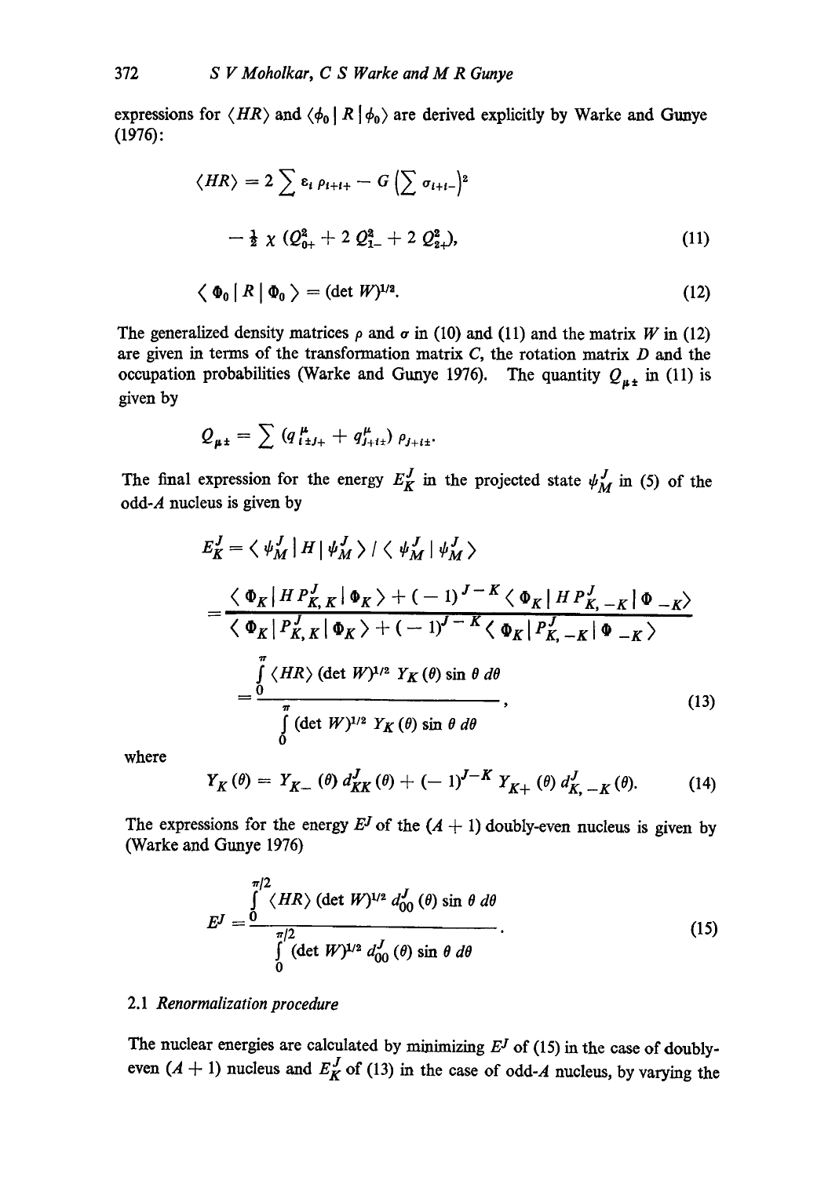expressions for $\langle HR \rangle$ and $\langle \phi_0 | R | \phi_0 \rangle$ are derived explicitly by Warke and Gunye (1976):

$$\langle HR \rangle = 2 \sum \varepsilon_i \, \rho_{i+i+} - G \left( \sum \sigma_{i+i-} \right)^2$$

$$- \tfrac{1}{2} \chi \left( Q_{0+}^2 + 2\, Q_{1-}^2 + 2\, Q_{2+}^2 \right), \tag{11}$$

$$\langle \Phi_0 | R | \Phi_0 \rangle = (\det W)^{1/2}. \tag{12}$$

The generalized density matrices $\rho$ and $\sigma$ in (10) and (11) and the matrix $W$ in (12) are given in terms of the transformation matrix $C$, the rotation matrix $D$ and the occupation probabilities (Warke and Gunye 1976). The quantity $Q_{\mu\pm}$ in (11) is given by

$$Q_{\mu\pm} = \sum \left( q^{\mu}_{i\pm J+} + q^{\mu}_{J+i\pm} \right) \rho_{J+i\pm}.$$

The final expression for the energy $E^J_K$ in the projected state $\psi^J_M$ in (5) of the odd-$A$ nucleus is given by

$$E^J_K = \langle \psi^J_M | H | \psi^J_M \rangle \, / \, \langle \psi^J_M | \psi^J_M \rangle$$

$$= \frac{\langle \Phi_K | H P^J_{K,K} | \Phi_K \rangle + (-1)^{J-K} \langle \Phi_K | H P^J_{K,-K} | \Phi_{-K} \rangle}{\langle \Phi_K | P^J_{K,K} | \Phi_K \rangle + (-1)^{J-K} \langle \Phi_K | P^J_{K,-K} | \Phi_{-K} \rangle}$$

$$= \frac{\int_0^{\pi} \langle HR \rangle (\det W)^{1/2} \, Y_K(\theta) \sin\theta \, d\theta}{\int_0^{\pi} (\det W)^{1/2} \, Y_K(\theta) \sin\theta \, d\theta}, \tag{13}$$

where

$$Y_K(\theta) = Y_{K-}(\theta) \, d^J_{KK}(\theta) + (-1)^{J-K} \, Y_{K+}(\theta) \, d^J_{K,-K}(\theta). \tag{14}$$

The expressions for the energy $E^J$ of the $(A+1)$ doubly-even nucleus is given by (Warke and Gunye 1976)

$$E^J = \frac{\int_0^{\pi/2} \langle HR \rangle (\det W)^{1/2} \, d^J_{00}(\theta) \sin\theta \, d\theta}{\int_0^{\pi/2} (\det W)^{1/2} \, d^J_{00}(\theta) \sin\theta \, d\theta}. \tag{15}$$

### 2.1 *Renormalization procedure*

The nuclear energies are calculated by minimizing $E^J$ of (15) in the case of doubly-even $(A+1)$ nucleus and $E^J_K$ of (13) in the case of odd-$A$ nucleus, by varying the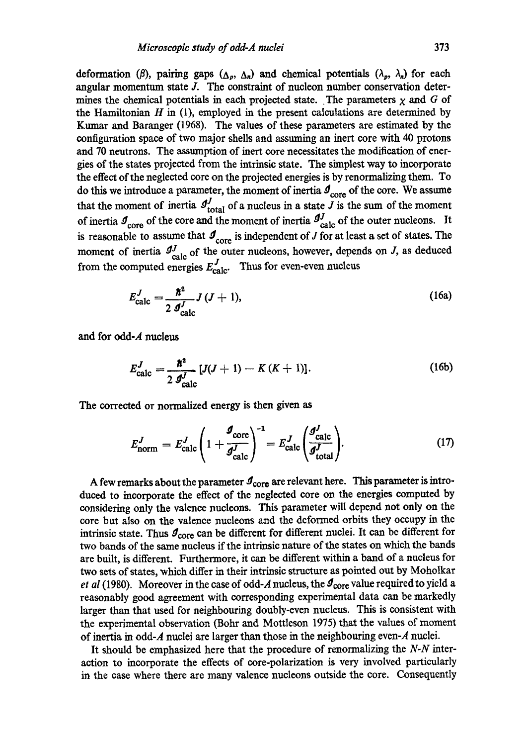deformation ($\beta$), pairing gaps ($\Delta_p$, $\Delta_n$) and chemical potentials ($\lambda_p$, $\lambda_n$) for each angular momentum state $J$. The constraint of nucleon number conservation determines the chemical potentials in each projected state. The parameters $\chi$ and $G$ of the Hamiltonian $H$ in (1), employed in the present calculations are determined by Kumar and Baranger (1968). The values of these parameters are estimated by the configuration space of two major shells and assuming an inert core with 40 protons and 70 neutrons. The assumption of inert core necessitates the modification of energies of the states projected from the intrinsic state. The simplest way to incorporate the effect of the neglected core on the projected energies is by renormalizing them. To do this we introduce a parameter, the moment of inertia $\mathcal{J}_{\text{core}}$ of the core. We assume that the moment of inertia $\mathcal{J}^J_{\text{total}}$ of a nucleus in a state $J$ is the sum of the moment of inertia $\mathcal{J}_{\text{core}}$ of the core and the moment of inertia $\mathcal{J}^J_{\text{calc}}$ of the outer nucleons. It is reasonable to assume that $\mathcal{J}_{\text{core}}$ is independent of $J$ for at least a set of states. The moment of inertia $\mathcal{J}^J_{\text{calc}}$ of the outer nucleons, however, depends on $J$, as deduced from the computed energies $E^J_{\text{calc}}$. Thus for even-even nucleus

$$E^J_{\text{calc}} = \frac{\hbar^2}{2\,\mathcal{J}^J_{\text{calc}}} J(J+1), \tag{16a}$$

and for odd-$A$ nucleus

$$E^J_{\text{calc}} = \frac{\hbar^2}{2\,\mathcal{J}^J_{\text{calc}}} [J(J+1) - K(K+1)]. \tag{16b}$$

The corrected or normalized energy is then given as

$$E^J_{\text{norm}} = E^J_{\text{calc}} \left(1 + \frac{\mathcal{J}_{\text{core}}}{\mathcal{J}^J_{\text{calc}}}\right)^{-1} = E^J_{\text{calc}} \left(\frac{\mathcal{J}^J_{\text{calc}}}{\mathcal{J}^J_{\text{total}}}\right). \tag{17}$$

A few remarks about the parameter $\mathcal{J}_{\text{core}}$ are relevant here. This parameter is introduced to incorporate the effect of the neglected core on the energies computed by considering only the valence nucleons. This parameter will depend not only on the core but also on the valence nucleons and the deformed orbits they occupy in the intrinsic state. Thus $\mathcal{J}_{\text{core}}$ can be different for different nuclei. It can be different for two bands of the same nucleus if the intrinsic nature of the states on which the bands are built, is different. Furthermore, it can be different within a band of a nucleus for two sets of states, which differ in their intrinsic structure as pointed out by Moholkar *et al* (1980). Moreover in the case of odd-$A$ nucleus, the $\mathcal{J}_{\text{core}}$ value required to yield a reasonably good agreement with corresponding experimental data can be markedly larger than that used for neighbouring doubly-even nucleus. This is consistent with the experimental observation (Bohr and Mottleson 1975) that the values of moment of inertia in odd-$A$ nuclei are larger than those in the neighbouring even-$A$ nuclei.

It should be emphasized here that the procedure of renormalizing the $N$-$N$ interaction to incorporate the effects of core-polarization is very involved particularly in the case where there are many valence nucleons outside the core. Consequently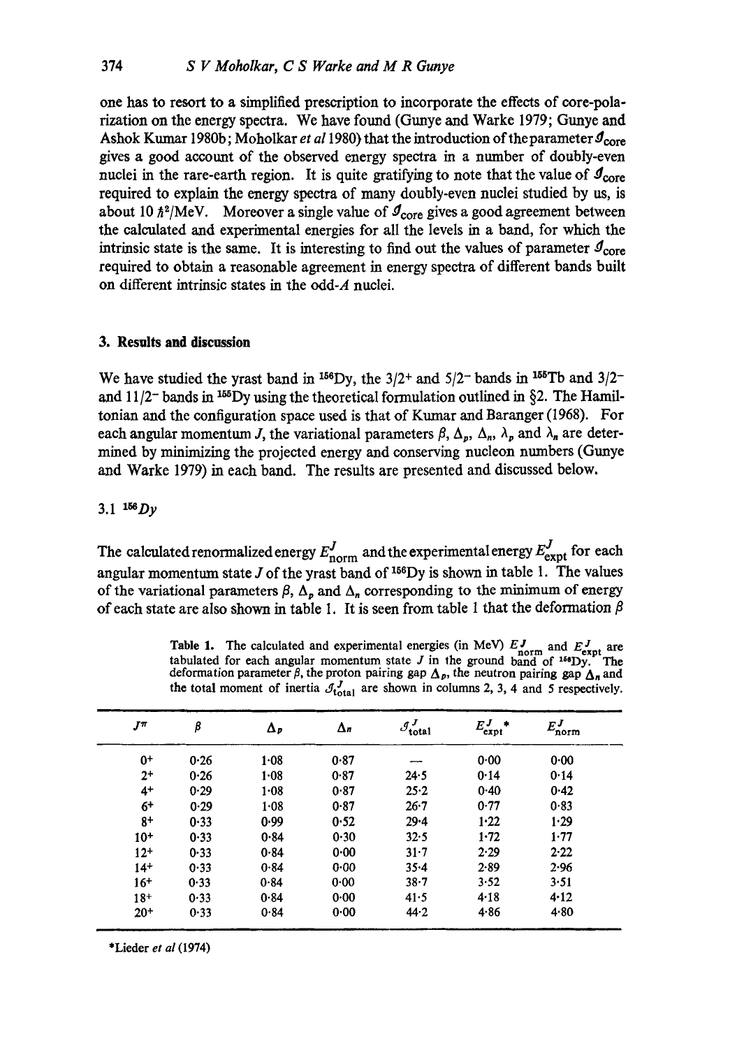one has to resort to a simplified prescription to incorporate the effects of core-polarization on the energy spectra. We have found (Gunye and Warke 1979; Gunye and Ashok Kumar 1980b; Moholkar *et al* 1980) that the introduction of the parameter $\mathcal{J}_{\text{core}}$ gives a good account of the observed energy spectra in a number of doubly-even nuclei in the rare-earth region. It is quite gratifying to note that the value of $\mathcal{J}_{\text{core}}$ required to explain the energy spectra of many doubly-even nuclei studied by us, is about 10 $\hbar^2$/MeV. Moreover a single value of $\mathcal{J}_{\text{core}}$ gives a good agreement between the calculated and experimental energies for all the levels in a band, for which the intrinsic state is the same. It is interesting to find out the values of parameter $\mathcal{J}_{\text{core}}$ required to obtain a reasonable agreement in energy spectra of different bands built on different intrinsic states in the odd-$A$ nuclei.

## 3. Results and discussion

We have studied the yrast band in $^{156}$Dy, the $3/2^+$ and $5/2^-$ bands in $^{155}$Tb and $3/2^-$ and $11/2^-$ bands in $^{155}$Dy using the theoretical formulation outlined in §2. The Hamiltonian and the configuration space used is that of Kumar and Baranger (1968). For each angular momentum $J$, the variational parameters $\beta$, $\Delta_p$, $\Delta_n$, $\lambda_p$ and $\lambda_n$ are determined by minimizing the projected energy and conserving nucleon numbers (Gunye and Warke 1979) in each band. The results are presented and discussed below.

### 3.1 $^{156}$*Dy*

The calculated renormalized energy $E^J_{\text{norm}}$ and the experimental energy $E^J_{\text{expt}}$ for each angular momentum state $J$ of the yrast band of $^{156}$Dy is shown in table 1. The values of the variational parameters $\beta$, $\Delta_p$ and $\Delta_n$ corresponding to the minimum of energy of each state are also shown in table 1. It is seen from table 1 that the deformation $\beta$

**Table 1.** The calculated and experimental energies (in MeV) $E^J_{\text{norm}}$ and $E^J_{\text{expt}}$ are tabulated for each angular momentum state $J$ in the ground band of $^{156}$Dy. The deformation parameter $\beta$, the proton pairing gap $\Delta_p$, the neutron pairing gap $\Delta_n$ and the total moment of inertia $\mathcal{J}^J_{\text{total}}$ are shown in columns 2, 3, 4 and 5 respectively.

| $J^\pi$ | $\beta$ | $\Delta_p$ | $\Delta_n$ | $\mathcal{J}^J_{\text{total}}$ | $E^J_{\text{expt}}$* | $E^J_{\text{norm}}$ |
|---|---|---|---|---|---|---|
| $0^+$ | 0·26 | 1·08 | 0·87 | — | 0·00 | 0·00 |
| $2^+$ | 0·26 | 1·08 | 0·87 | 24·5 | 0·14 | 0·14 |
| $4^+$ | 0·29 | 1·08 | 0·87 | 25·2 | 0·40 | 0·42 |
| $6^+$ | 0·29 | 1·08 | 0·87 | 26·7 | 0·77 | 0·83 |
| $8^+$ | 0·33 | 0·99 | 0·52 | 29·4 | 1·22 | 1·29 |
| $10^+$ | 0·33 | 0·84 | 0·30 | 32·5 | 1·72 | 1·77 |
| $12^+$ | 0·33 | 0·84 | 0·00 | 31·7 | 2·29 | 2·22 |
| $14^+$ | 0·33 | 0·84 | 0·00 | 35·4 | 2·89 | 2·96 |
| $16^+$ | 0·33 | 0·84 | 0·00 | 38·7 | 3·52 | 3·51 |
| $18^+$ | 0·33 | 0·84 | 0·00 | 41·5 | 4·18 | 4·12 |
| $20^+$ | 0·33 | 0·84 | 0·00 | 44·2 | 4·86 | 4·80 |

*Lieder *et al* (1974)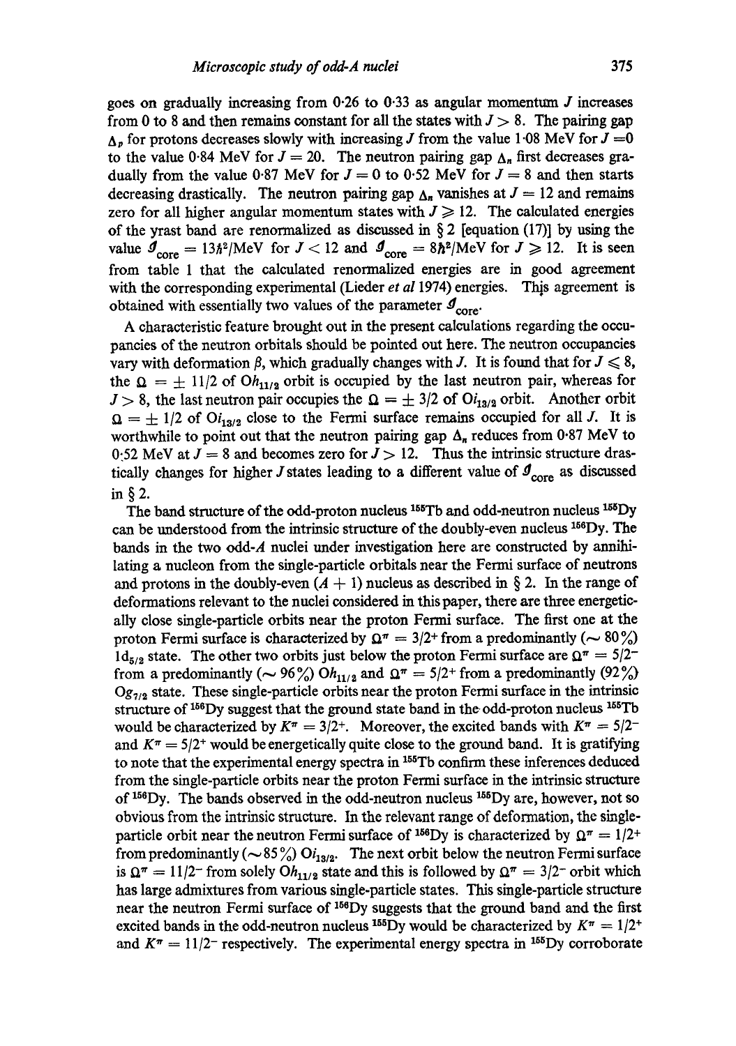goes on gradually increasing from 0·26 to 0·33 as angular momentum $J$ increases from 0 to 8 and then remains constant for all the states with $J > 8$. The pairing gap $\Delta_p$ for protons decreases slowly with increasing $J$ from the value 1·08 MeV for $J = 0$ to the value 0·84 MeV for $J = 20$. The neutron pairing gap $\Delta_n$ first decreases gradually from the value 0·87 MeV for $J = 0$ to 0·52 MeV for $J = 8$ and then starts decreasing drastically. The neutron pairing gap $\Delta_n$ vanishes at $J = 12$ and remains zero for all higher angular momentum states with $J \geqslant 12$. The calculated energies of the yrast band are renormalized as discussed in § 2 [equation (17)] by using the value $\mathcal{J}_{\text{core}} = 13\hbar^2/\text{MeV}$ for $J < 12$ and $\mathcal{J}_{\text{core}} = 8\hbar^2/\text{MeV}$ for $J \geqslant 12$. It is seen from table 1 that the calculated renormalized energies are in good agreement with the corresponding experimental (Lieder *et al* 1974) energies. This agreement is obtained with essentially two values of the parameter $\mathcal{J}_{\text{core}}$.

A characteristic feature brought out in the present calculations regarding the occupancies of the neutron orbitals should be pointed out here. The neutron occupancies vary with deformation $\beta$, which gradually changes with $J$. It is found that for $J \leqslant 8$, the $\Omega = \pm 11/2$ of $0h_{11/2}$ orbit is occupied by the last neutron pair, whereas for $J > 8$, the last neutron pair occupies the $\Omega = \pm 3/2$ of $0i_{13/2}$ orbit. Another orbit $\Omega = \pm 1/2$ of $0i_{13/2}$ close to the Fermi surface remains occupied for all $J$. It is worthwhile to point out that the neutron pairing gap $\Delta_n$ reduces from 0·87 MeV to 0·52 MeV at $J = 8$ and becomes zero for $J > 12$. Thus the intrinsic structure drastically changes for higher $J$ states leading to a different value of $\mathcal{J}_{\text{core}}$ as discussed in § 2.

The band structure of the odd-proton nucleus $^{155}$Tb and odd-neutron nucleus $^{155}$Dy can be understood from the intrinsic structure of the doubly-even nucleus $^{156}$Dy. The bands in the two odd-$A$ nuclei under investigation here are constructed by annihilating a nucleon from the single-particle orbitals near the Fermi surface of neutrons and protons in the doubly-even $(A + 1)$ nucleus as described in § 2. In the range of deformations relevant to the nuclei considered in this paper, there are three energetically close single-particle orbits near the proton Fermi surface. The first one at the proton Fermi surface is characterized by $\Omega^\pi = 3/2^+$ from a predominantly ($\sim 80\%$) $1d_{5/2}$ state. The other two orbits just below the proton Fermi surface are $\Omega^\pi = 5/2^-$ from a predominantly ($\sim 96\%$) $0h_{11/2}$ and $\Omega^\pi = 5/2^+$ from a predominantly (92%) $0g_{7/2}$ state. These single-particle orbits near the proton Fermi surface in the intrinsic structure of $^{156}$Dy suggest that the ground state band in the odd-proton nucleus $^{155}$Tb would be characterized by $K^\pi = 3/2^+$. Moreover, the excited bands with $K^\pi = 5/2^-$ and $K^\pi = 5/2^+$ would be energetically quite close to the ground band. It is gratifying to note that the experimental energy spectra in $^{155}$Tb confirm these inferences deduced from the single-particle orbits near the proton Fermi surface in the intrinsic structure of $^{156}$Dy. The bands observed in the odd-neutron nucleus $^{155}$Dy are, however, not so obvious from the intrinsic structure. In the relevant range of deformation, the single-particle orbit near the neutron Fermi surface of $^{156}$Dy is characterized by $\Omega^\pi = 1/2^+$ from predominantly ($\sim 85\%$) $0i_{13/2}$. The next orbit below the neutron Fermi surface is $\Omega^\pi = 11/2^-$ from solely $0h_{11/2}$ state and this is followed by $\Omega^\pi = 3/2^-$ orbit which has large admixtures from various single-particle states. This single-particle structure near the neutron Fermi surface of $^{156}$Dy suggests that the ground band and the first excited bands in the odd-neutron nucleus $^{155}$Dy would be characterized by $K^\pi = 1/2^+$ and $K^\pi = 11/2^-$ respectively. The experimental energy spectra in $^{155}$Dy corroborate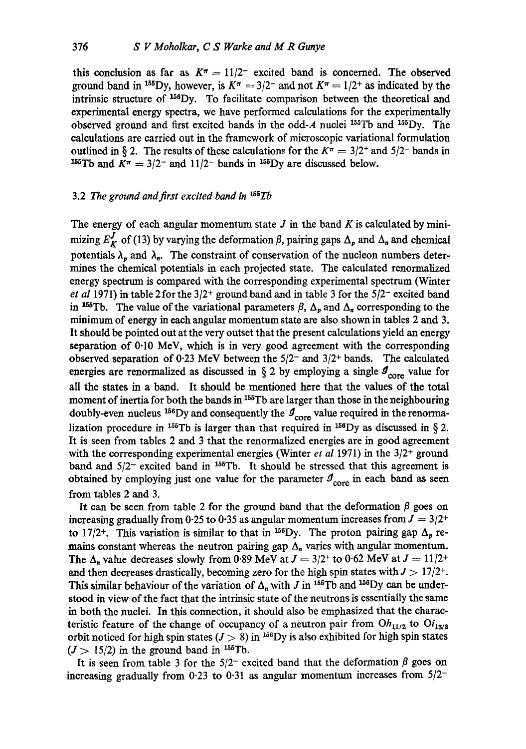this conclusion as far as $K^\pi = 11/2^-$ excited band is concerned. The observed ground band in $^{155}$Dy, however, is $K^\pi = 3/2^-$ and not $K^\pi = 1/2^+$ as indicated by the intrinsic structure of $^{156}$Dy. To facilitate comparison between the theoretical and experimental energy spectra, we have performed calculations for the experimentally observed ground and first excited bands in the odd-$A$ nuclei $^{155}$Tb and $^{155}$Dy. The calculations are carried out in the framework of microscopic variational formulation outlined in § 2. The results of these calculations for the $K^\pi = 3/2^+$ and $5/2^-$ bands in $^{155}$Tb and $K^\pi = 3/2^-$ and $11/2^-$ bands in $^{155}$Dy are discussed below.

### 3.2 *The ground and first excited band in $^{155}$Tb*

The energy of each angular momentum state $J$ in the band $K$ is calculated by minimizing $E_K^J$ of (13) by varying the deformation $\beta$, pairing gaps $\Delta_p$ and $\Delta_n$ and chemical potentials $\lambda_p$ and $\lambda_n$. The constraint of conservation of the nucleon numbers determines the chemical potentials in each projected state. The calculated renormalized energy spectrum is compared with the corresponding experimental spectrum (Winter *et al* 1971) in table 2 for the $3/2^+$ ground band and in table 3 for the $5/2^-$ excited band in $^{155}$Tb. The value of the variational parameters $\beta$, $\Delta_p$ and $\Delta_n$ corresponding to the minimum of energy in each angular momentum state are also shown in tables 2 and 3. It should be pointed out at the very outset that the present calculations yield an energy separation of 0·10 MeV, which is in very good agreement with the corresponding observed separation of 0·23 MeV between the $5/2^-$ and $3/2^+$ bands. The calculated energies are renormalized as discussed in § 2 by employing a single $\mathcal{I}_{\text{core}}$ value for all the states in a band. It should be mentioned here that the values of the total moment of inertia for both the bands in $^{155}$Tb are larger than those in the neighbouring doubly-even nucleus $^{156}$Dy and consequently the $\mathcal{I}_{\text{core}}$ value required in the renormalization procedure in $^{155}$Tb is larger than that required in $^{156}$Dy as discussed in § 2. It is seen from tables 2 and 3 that the renormalized energies are in good agreement with the corresponding experimental energies (Winter *et al* 1971) in the $3/2^+$ ground band and $5/2^-$ excited band in $^{155}$Tb. It should be stressed that this agreement is obtained by employing just one value for the parameter $\mathcal{I}_{\text{core}}$ in each band as seen from tables 2 and 3.

It can be seen from table 2 for the ground band that the deformation $\beta$ goes on increasing gradually from 0·25 to 0·35 as angular momentum increases from $J = 3/2^+$ to $17/2^+$. This variation is similar to that in $^{156}$Dy. The proton pairing gap $\Delta_p$ remains constant whereas the neutron pairing gap $\Delta_n$ varies with angular momentum. The $\Delta_n$ value decreases slowly from 0·89 MeV at $J = 3/2^+$ to 0·62 MeV at $J = 11/2^+$ and then decreases drastically, becoming zero for the high spin states with $J > 17/2^+$. This similar behaviour of the variation of $\Delta_n$ with $J$ in $^{155}$Tb and $^{156}$Dy can be understood in view of the fact that the intrinsic state of the neutrons is essentially the same in both the nuclei. In this connection, it should also be emphasized that the characteristic feature of the change of occupancy of a neutron pair from $0h_{11/2}$ to $0i_{13/2}$ orbit noticed for high spin states ($J > 8$) in $^{156}$Dy is also exhibited for high spin states ($J > 15/2$) in the ground band in $^{155}$Tb.

It is seen from table 3 for the $5/2^-$ excited band that the deformation $\beta$ goes on increasing gradually from 0·23 to 0·31 as angular momentum increases from $5/2^-$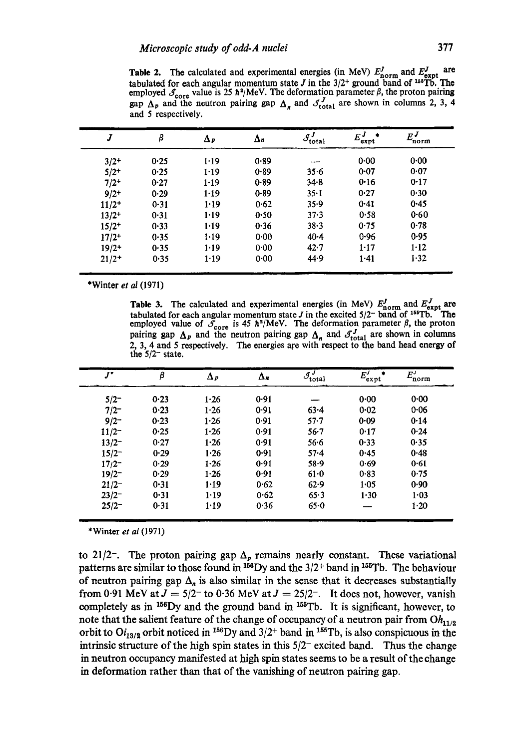**Table 2.** The calculated and experimental energies (in MeV) $E^J_{\text{norm}}$ and $E^J_{\text{expt}}$ are tabulated for each angular momentum state $J$ in the $3/2^+$ ground band of $^{155}$Tb. The employed $\mathscr{I}_{\text{core}}$ value is 25 $\hbar^2$/MeV. The deformation parameter $\beta$, the proton pairing gap $\Delta_p$ and the neutron pairing gap $\Delta_n$ and $\mathscr{I}^J_{\text{total}}$ are shown in columns 2, 3, 4 and 5 respectively.

| $J$ | $\beta$ | $\Delta_p$ | $\Delta_n$ | $\mathscr{I}^J_{\text{total}}$ | $E^J_{\text{expt}}$* | $E^J_{\text{norm}}$ |
|---|---|---|---|---|---|---|
| $3/2^+$ | 0·25 | 1·19 | 0·89 | — | 0·00 | 0·00 |
| $5/2^+$ | 0·25 | 1·19 | 0·89 | 35·6 | 0·07 | 0·07 |
| $7/2^+$ | 0·27 | 1·19 | 0·89 | 34·8 | 0·16 | 0·17 |
| $9/2^+$ | 0·29 | 1·19 | 0·89 | 35·1 | 0·27 | 0·30 |
| $11/2^+$ | 0·31 | 1·19 | 0·62 | 35·9 | 0·41 | 0·45 |
| $13/2^+$ | 0·31 | 1·19 | 0·50 | 37·3 | 0·58 | 0·60 |
| $15/2^+$ | 0·33 | 1·19 | 0·36 | 38·3 | 0·75 | 0·78 |
| $17/2^+$ | 0·35 | 1·19 | 0·00 | 40·4 | 0·96 | 0·95 |
| $19/2^+$ | 0·35 | 1·19 | 0·00 | 42·7 | 1·17 | 1·12 |
| $21/2^+$ | 0·35 | 1·19 | 0·00 | 44·9 | 1·41 | 1·32 |

*Winter *et al* (1971)

**Table 3.** The calculated and experimental energies (in MeV) $E^J_{\text{norm}}$ and $E^J_{\text{expt}}$ are tabulated for each angular momentum state $J$ in the excited $5/2^-$ band of $^{155}$Tb. The employed value of $\mathscr{I}_{\text{core}}$ is 45 $\hbar^2$/MeV. The deformation parameter $\beta$, the proton pairing gap $\Delta_p$ and the neutron pairing gap $\Delta_n$ and $\mathscr{I}^J_{\text{total}}$ are shown in columns 2, 3, 4 and 5 respectively. The energies are with respect to the band head energy of the $5/2^-$ state.

| $J^\pi$ | $\beta$ | $\Delta_p$ | $\Delta_n$ | $\mathscr{I}^J_{\text{total}}$ | $E^J_{\text{expt}}$* | $E^J_{\text{norm}}$ |
|---|---|---|---|---|---|---|
| $5/2^-$ | 0·23 | 1·26 | 0·91 | — | 0·00 | 0·00 |
| $7/2^-$ | 0·23 | 1·26 | 0·91 | 63·4 | 0·02 | 0·06 |
| $9/2^-$ | 0·23 | 1·26 | 0·91 | 57·7 | 0·09 | 0·14 |
| $11/2^-$ | 0·25 | 1·26 | 0·91 | 56·7 | 0·17 | 0·24 |
| $13/2^-$ | 0·27 | 1·26 | 0·91 | 56·6 | 0·33 | 0·35 |
| $15/2^-$ | 0·29 | 1·26 | 0·91 | 57·4 | 0·45 | 0·48 |
| $17/2^-$ | 0·29 | 1·26 | 0·91 | 58·9 | 0·69 | 0·61 |
| $19/2^-$ | 0·29 | 1·26 | 0·91 | 61·0 | 0·83 | 0·75 |
| $21/2^-$ | 0·31 | 1·19 | 0·62 | 62·9 | 1·05 | 0·90 |
| $23/2^-$ | 0·31 | 1·19 | 0·62 | 65·3 | 1·30 | 1·03 |
| $25/2^-$ | 0·31 | 1·19 | 0·36 | 65·0 | — | 1·20 |

*Winter *et al* (1971)

to $21/2^-$. The proton pairing gap $\Delta_p$ remains nearly constant. These variational patterns are similar to those found in $^{156}$Dy and the $3/2^+$ band in $^{155}$Tb. The behaviour of neutron pairing gap $\Delta_n$ is also similar in the sense that it decreases substantially from 0·91 MeV at $J = 5/2^-$ to 0·36 MeV at $J = 25/2^-$. It does not, however, vanish completely as in $^{156}$Dy and the ground band in $^{155}$Tb. It is significant, however, to note that the salient feature of the change of occupancy of a neutron pair from $0h_{11/2}$ orbit to $0i_{13/2}$ orbit noticed in $^{156}$Dy and $3/2^+$ band in $^{155}$Tb, is also conspicuous in the intrinsic structure of the high spin states in this $5/2^-$ excited band. Thus the change in neutron occupancy manifested at high spin states seems to be a result of the change in deformation rather than that of the vanishing of neutron pairing gap.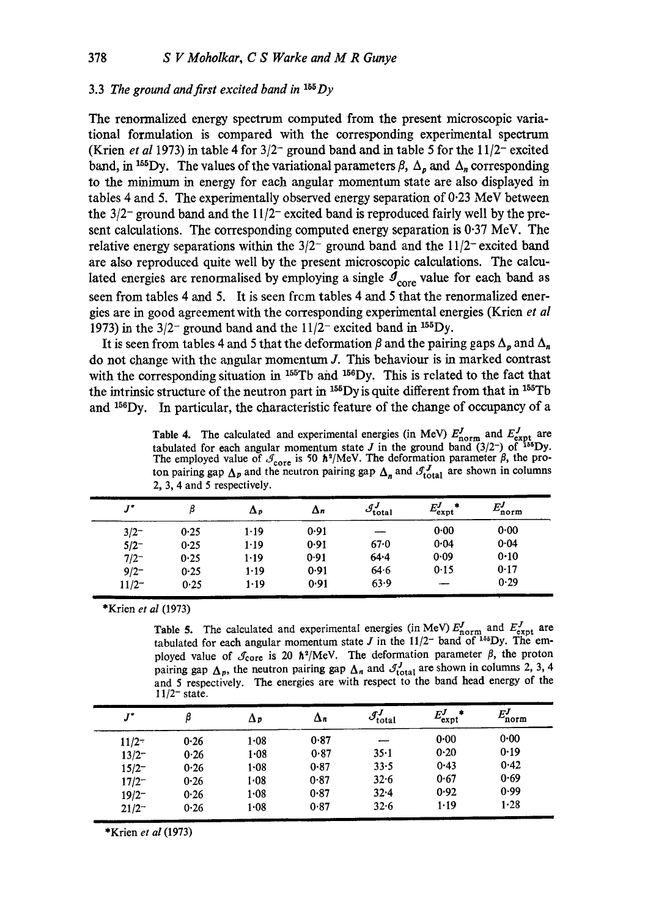### 3.3 The ground and first excited band in $^{155}Dy$

The renormalized energy spectrum computed from the present microscopic variational formulation is compared with the corresponding experimental spectrum (Krien *et al* 1973) in table 4 for $3/2^-$ ground band and in table 5 for the $11/2^-$ excited band, in $^{155}Dy$. The values of the variational parameters $\beta$, $\Delta_p$ and $\Delta_n$ corresponding to the minimum in energy for each angular momentum state are also displayed in tables 4 and 5. The experimentally observed energy separation of 0·23 MeV between the $3/2^-$ ground band and the $11/2^-$ excited band is reproduced fairly well by the present calculations. The corresponding computed energy separation is 0·37 MeV. The relative energy separations within the $3/2^-$ ground band and the $11/2^-$ excited band are also reproduced quite well by the present microscopic calculations. The calculated energies are renormalised by employing a single $\mathcal{I}_{\text{core}}$ value for each band as seen from tables 4 and 5. It is seen from tables 4 and 5 that the renormalized energies are in good agreement with the corresponding experimental energies (Krien *et al* 1973) in the $3/2^-$ ground band and the $11/2^-$ excited band in $^{155}Dy$.

It is seen from tables 4 and 5 that the deformation $\beta$ and the pairing gaps $\Delta_p$ and $\Delta_n$ do not change with the angular momentum $J$. This behaviour is in marked contrast with the corresponding situation in $^{155}Tb$ and $^{156}Dy$. This is related to the fact that the intrinsic structure of the neutron part in $^{155}Dy$ is quite different from that in $^{155}Tb$ and $^{156}Dy$. In particular, the characteristic feature of the change of occupancy of a

**Table 4.** The calculated and experimental energies (in MeV) $E^J_{\text{norm}}$ and $E^J_{\text{expt}}$ are tabulated for each angular momentum state $J$ in the ground band $(3/2^-)$ of $^{155}Dy$. The employed value of $\mathcal{I}_{\text{core}}$ is 50 $\hbar^2$/MeV. The deformation parameter $\beta$, the proton pairing gap $\Delta_p$ and the neutron pairing gap $\Delta_n$ and $\mathcal{I}^J_{\text{total}}$ are shown in columns 2, 3, 4 and 5 respectively.

| $J^\pi$ | $\beta$ | $\Delta_p$ | $\Delta_n$ | $\mathcal{I}^J_{\text{total}}$ | $E^J_{\text{expt}}$* | $E^J_{\text{norm}}$ |
|---|---|---|---|---|---|---|
| $3/2^-$ | 0·25 | 1·19 | 0·91 | — | 0·00 | 0·00 |
| $5/2^-$ | 0·25 | 1·19 | 0·91 | 67·0 | 0·04 | 0·04 |
| $7/2^-$ | 0·25 | 1·19 | 0·91 | 64·4 | 0·09 | 0·10 |
| $9/2^-$ | 0·25 | 1·19 | 0·91 | 64·6 | 0·15 | 0·17 |
| $11/2^-$ | 0·25 | 1·19 | 0·91 | 63·9 | — | 0·29 |

*Krien *et al* (1973)

**Table 5.** The calculated and experimental energies (in MeV) $E^J_{\text{norm}}$ and $E^J_{\text{expt}}$ are tabulated for each angular momentum state $J$ in the $11/2^-$ band of $^{155}Dy$. The employed value of $\mathcal{I}_{\text{core}}$ is 20 $\hbar^2$/MeV. The deformation parameter $\beta$, the proton pairing gap $\Delta_p$, the neutron pairing gap $\Delta_n$ and $\mathcal{I}^J_{\text{total}}$ are shown in columns 2, 3, 4 and 5 respectively. The energies are with respect to the band head energy of the $11/2^-$ state.

| $J^\pi$ | $\beta$ | $\Delta_p$ | $\Delta_n$ | $\mathcal{I}^J_{\text{total}}$ | $E^J_{\text{expt}}$* | $E^J_{\text{norm}}$ |
|---|---|---|---|---|---|---|
| $11/2^-$ | 0·26 | 1·08 | 0·87 | — | 0·00 | 0·00 |
| $13/2^-$ | 0·26 | 1·08 | 0·87 | 35·1 | 0·20 | 0·19 |
| $15/2^-$ | 0·26 | 1·08 | 0·87 | 33·5 | 0·43 | 0·42 |
| $17/2^-$ | 0·26 | 1·08 | 0·87 | 32·6 | 0·67 | 0·69 |
| $19/2^-$ | 0·26 | 1·08 | 0·87 | 32·4 | 0·92 | 0·99 |
| $21/2^-$ | 0·26 | 1·08 | 0·87 | 32·6 | 1·19 | 1·28 |

*Krien *et al* (1973)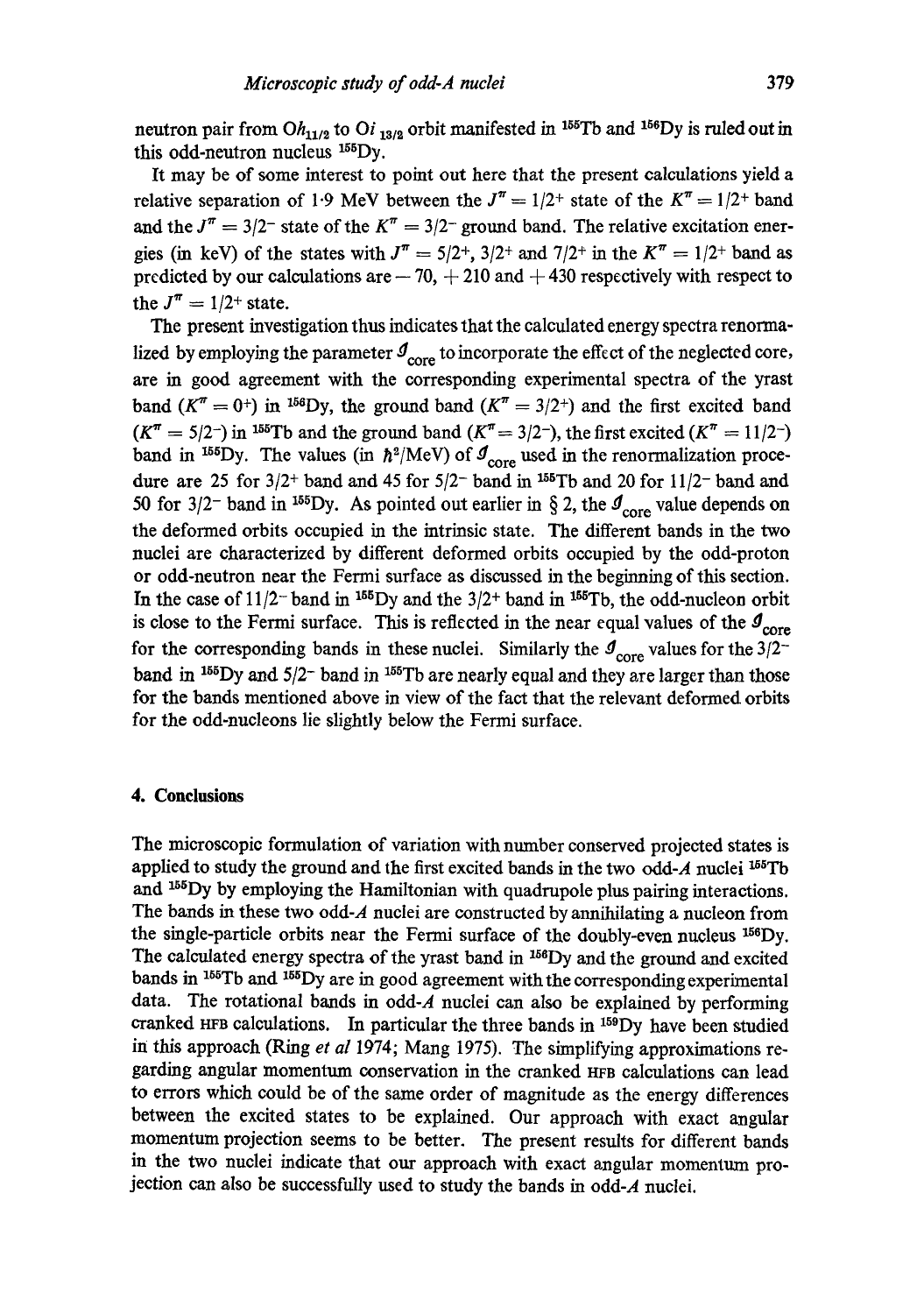neutron pair from $0h_{11/2}$ to $0i_{13/2}$ orbit manifested in $^{155}$Tb and $^{156}$Dy is ruled out in this odd-neutron nucleus $^{155}$Dy.

It may be of some interest to point out here that the present calculations yield a relative separation of 1·9 MeV between the $J^\pi = 1/2^+$ state of the $K^\pi = 1/2^+$ band and the $J^\pi = 3/2^-$ state of the $K^\pi = 3/2^-$ ground band. The relative excitation energies (in keV) of the states with $J^\pi = 5/2^+$, $3/2^+$ and $7/2^+$ in the $K^\pi = 1/2^+$ band as predicted by our calculations are $-70$, $+210$ and $+430$ respectively with respect to the $J^\pi = 1/2^+$ state.

The present investigation thus indicates that the calculated energy spectra renormalized by employing the parameter $\mathscr{I}_{\text{core}}$ to incorporate the effect of the neglected core, are in good agreement with the corresponding experimental spectra of the yrast band ($K^\pi = 0^+$) in $^{156}$Dy, the ground band ($K^\pi = 3/2^+$) and the first excited band ($K^\pi = 5/2^-$) in $^{155}$Tb and the ground band ($K^\pi = 3/2^-$), the first excited ($K^\pi = 11/2^-$) band in $^{155}$Dy. The values (in $\hbar^2$/MeV) of $\mathscr{I}_{\text{core}}$ used in the renormalization procedure are 25 for $3/2^+$ band and 45 for $5/2^-$ band in $^{155}$Tb and 20 for $11/2^-$ band and 50 for $3/2^-$ band in $^{155}$Dy. As pointed out earlier in § 2, the $\mathscr{I}_{\text{core}}$ value depends on the deformed orbits occupied in the intrinsic state. The different bands in the two nuclei are characterized by different deformed orbits occupied by the odd-proton or odd-neutron near the Fermi surface as discussed in the beginning of this section. In the case of $11/2^-$ band in $^{155}$Dy and the $3/2^+$ band in $^{155}$Tb, the odd-nucleon orbit is close to the Fermi surface. This is reflected in the near equal values of the $\mathscr{I}_{\text{core}}$ for the corresponding bands in these nuclei. Similarly the $\mathscr{I}_{\text{core}}$ values for the $3/2^-$ band in $^{155}$Dy and $5/2^-$ band in $^{155}$Tb are nearly equal and they are larger than those for the bands mentioned above in view of the fact that the relevant deformed orbits for the odd-nucleons lie slightly below the Fermi surface.

## 4. Conclusions

The microscopic formulation of variation with number conserved projected states is applied to study the ground and the first excited bands in the two odd-$A$ nuclei $^{155}$Tb and $^{155}$Dy by employing the Hamiltonian with quadrupole plus pairing interactions. The bands in these two odd-$A$ nuclei are constructed by annihilating a nucleon from the single-particle orbits near the Fermi surface of the doubly-even nucleus $^{156}$Dy. The calculated energy spectra of the yrast band in $^{156}$Dy and the ground and excited bands in $^{155}$Tb and $^{155}$Dy are in good agreement with the corresponding experimental data. The rotational bands in odd-$A$ nuclei can also be explained by performing cranked HFB calculations. In particular the three bands in $^{159}$Dy have been studied in this approach (Ring *et al* 1974; Mang 1975). The simplifying approximations regarding angular momentum conservation in the cranked HFB calculations can lead to errors which could be of the same order of magnitude as the energy differences between the excited states to be explained. Our approach with exact angular momentum projection seems to be better. The present results for different bands in the two nuclei indicate that our approach with exact angular momentum projection can also be successfully used to study the bands in odd-$A$ nuclei.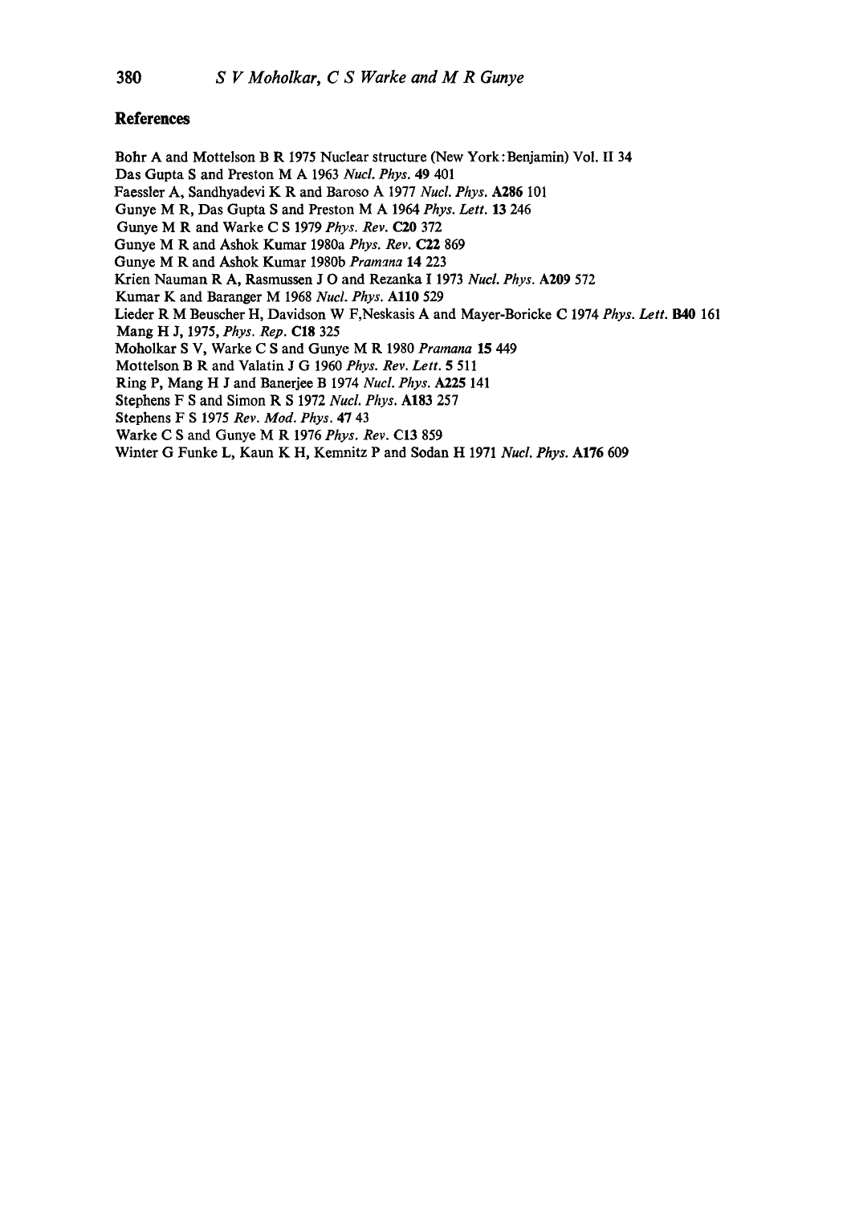## References

Bohr A and Mottelson B R 1975 Nuclear structure (New York: Benjamin) Vol. II 34

Das Gupta S and Preston M A 1963 *Nucl. Phys.* **49** 401

Faessler A, Sandhyadevi K R and Baroso A 1977 *Nucl. Phys.* **A286** 101

Gunye M R, Das Gupta S and Preston M A 1964 *Phys. Lett.* **13** 246

Gunye M R and Warke C S 1979 *Phys. Rev.* **C20** 372

Gunye M R and Ashok Kumar 1980a *Phys. Rev.* **C22** 869

Gunye M R and Ashok Kumar 1980b *Pramana* **14** 223

Krien Nauman R A, Rasmussen J O and Rezanka I 1973 *Nucl. Phys.* **A209** 572

Kumar K and Baranger M 1968 *Nucl. Phys.* **A110** 529

Lieder R M Beuscher H, Davidson W F, Neskasis A and Mayer-Boricke C 1974 *Phys. Lett.* **B40** 161

Mang H J, 1975, *Phys. Rep.* **C18** 325

Moholkar S V, Warke C S and Gunye M R 1980 *Pramana* **15** 449

Mottelson B R and Valatin J G 1960 *Phys. Rev. Lett.* **5** 511

Ring P, Mang H J and Banerjee B 1974 *Nucl. Phys.* **A225** 141

Stephens F S and Simon R S 1972 *Nucl. Phys.* **A183** 257

Stephens F S 1975 *Rev. Mod. Phys.* **47** 43

Warke C S and Gunye M R 1976 *Phys. Rev.* **C13** 859

Winter G Funke L, Kaun K H, Kemnitz P and Sodan H 1971 *Nucl. Phys.* **A176** 609